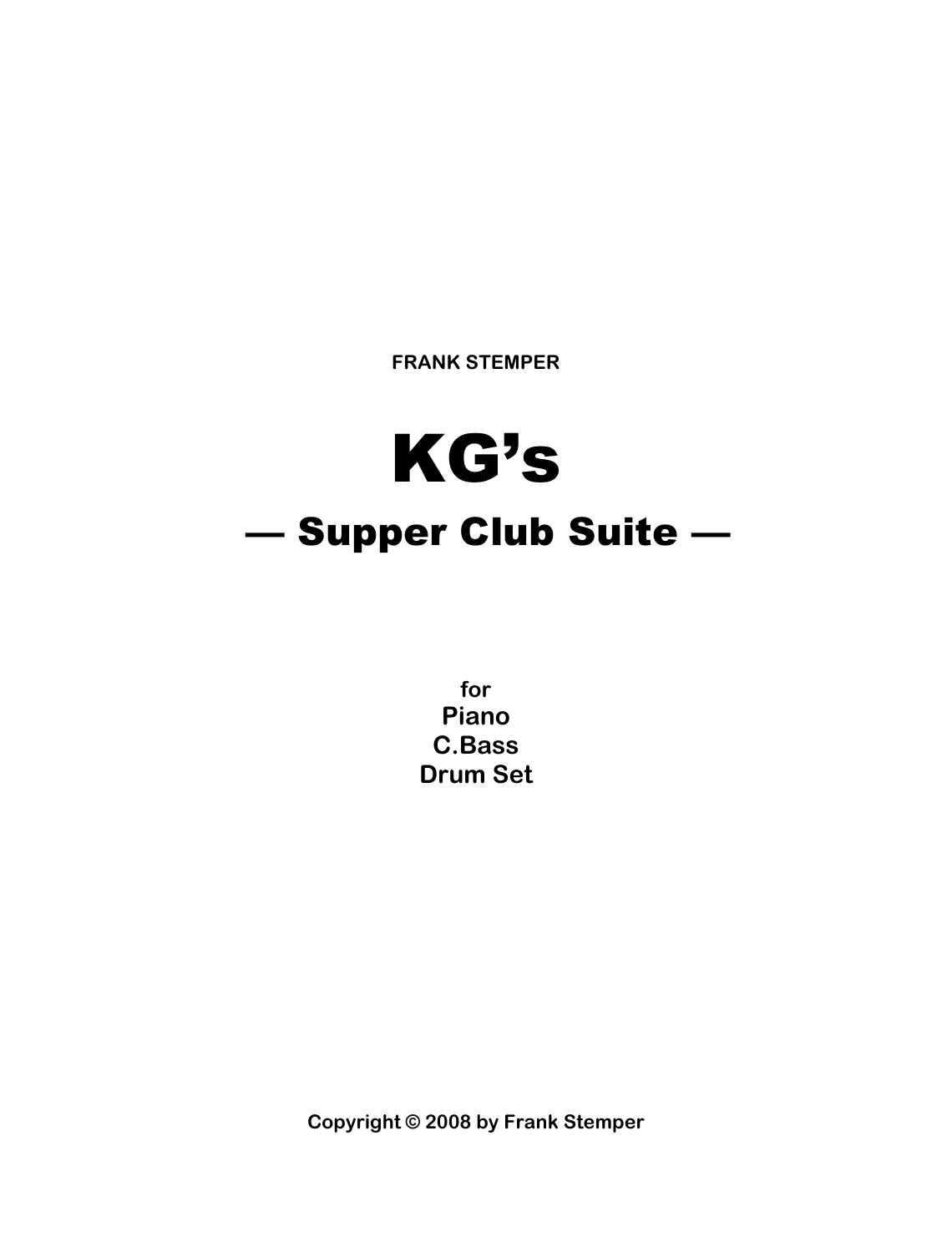**FRANK STEMPER**

# KG's

## — Supper Club Suite —

for

**Piano**

**C.Bass**

**Drum Set**

**Copyright © 2008 by Frank Stemper**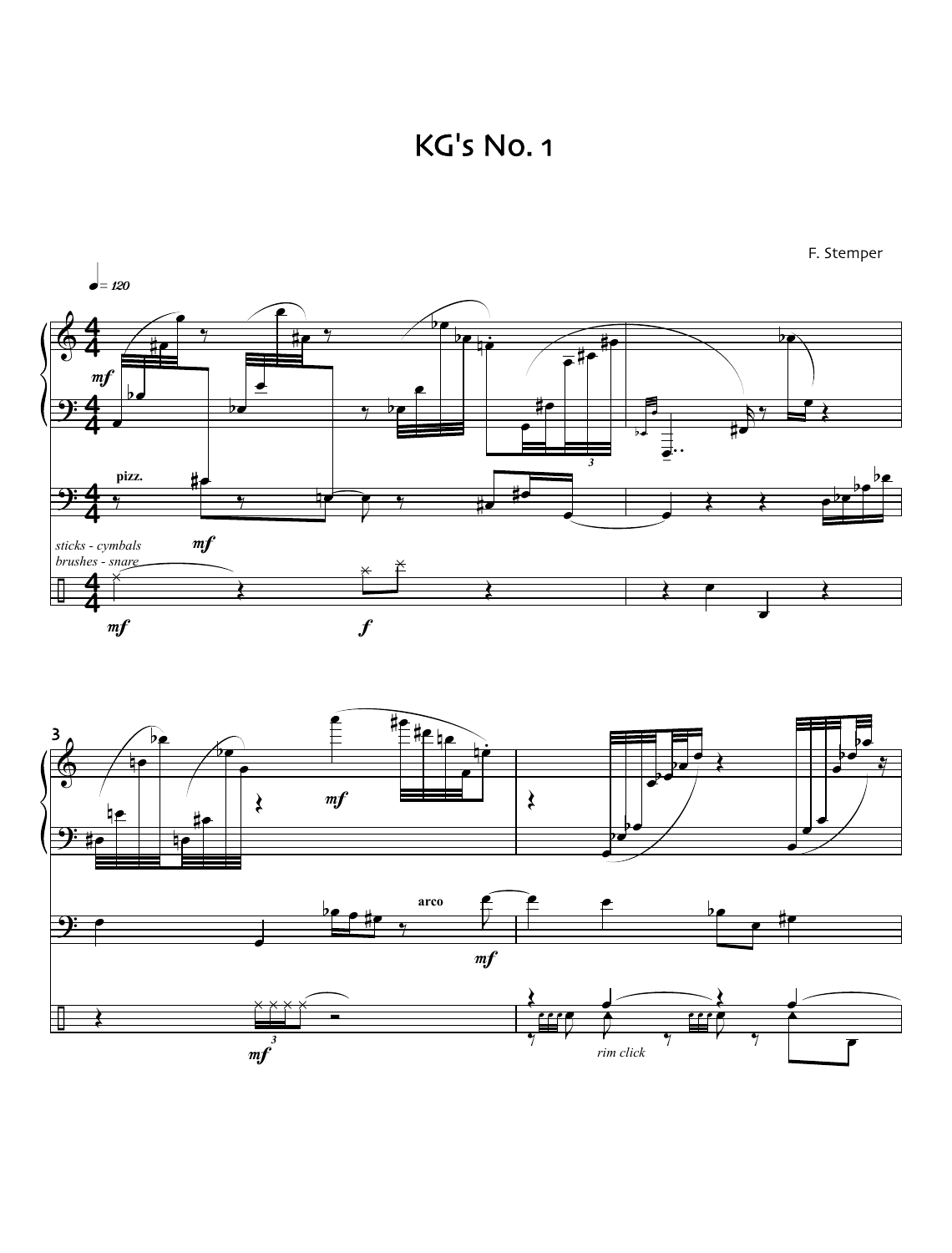# KG's No. 1

F. Stemper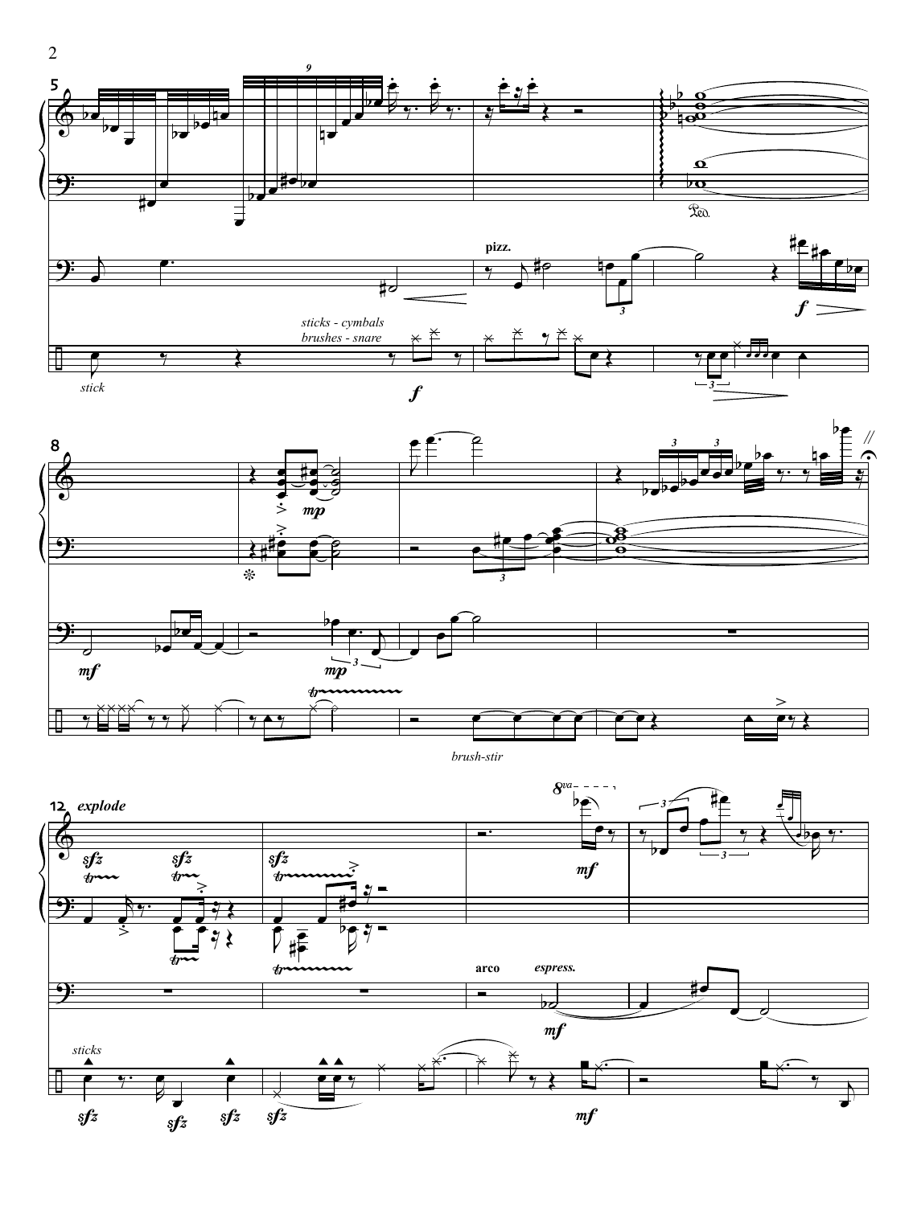5

sticks - cymbals
brushes - snare

pizz.

stick

8

brush-stir

12 explode

arco espress.

sticks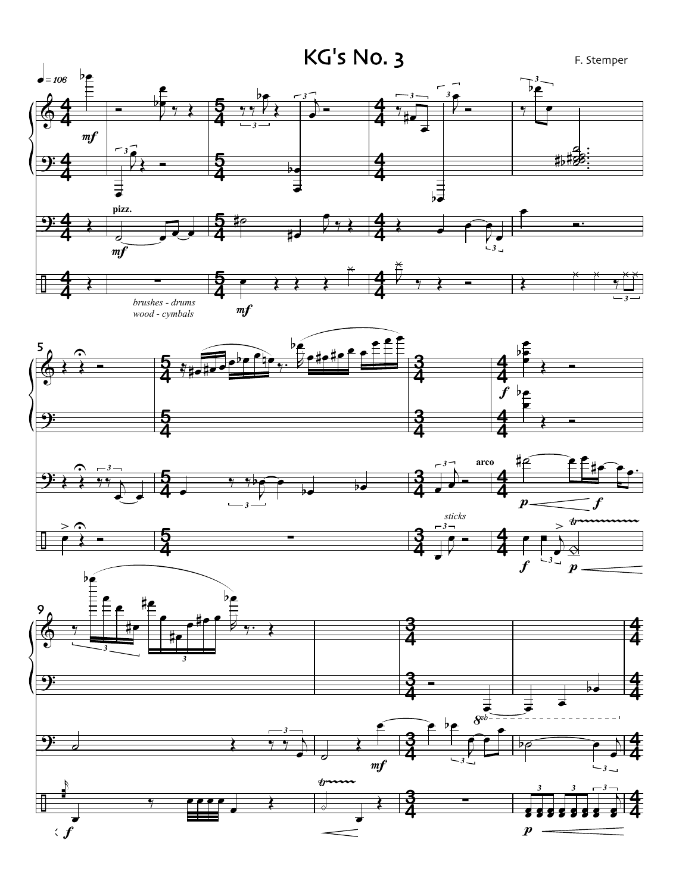# KG's No. 3

F. Stemper

♩= 106

pizz.

brushes - drums
wood - cymbals

sticks

arco

$8^{vb}$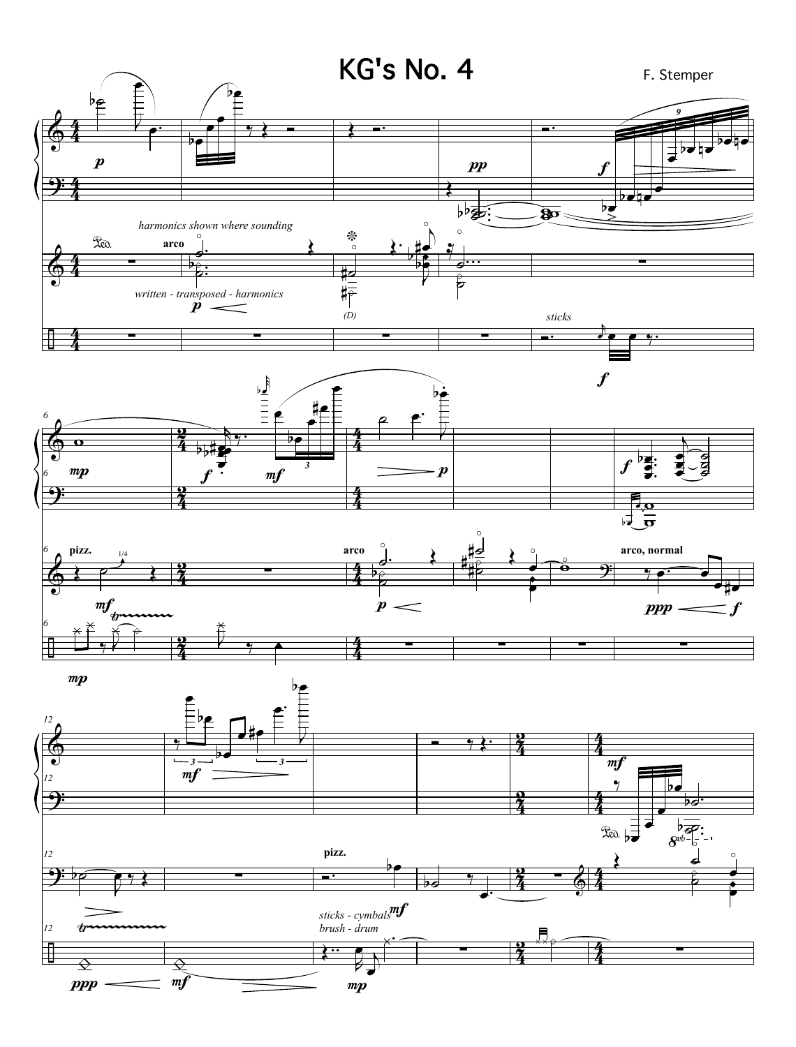# KG's No. 4

F. Stemper

*harmonics shown where sounding*

*written - transposed - harmonics*

(D)

*sticks*

pizz.

arco

arco, normal

*sticks - cymbals*

*brush - drum*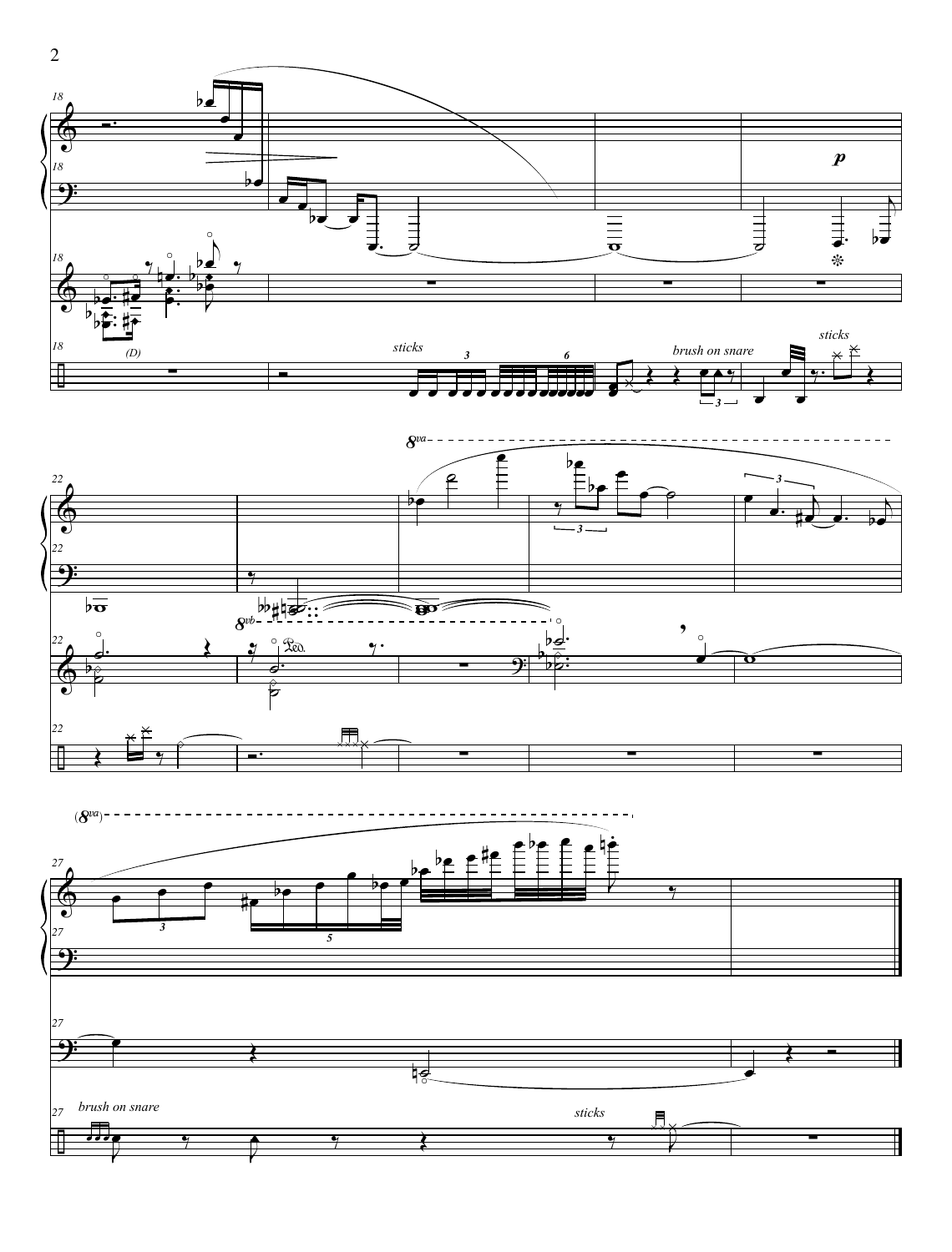sticks

brush on snare

sticks

*p*

(D)

brush on snare

sticks